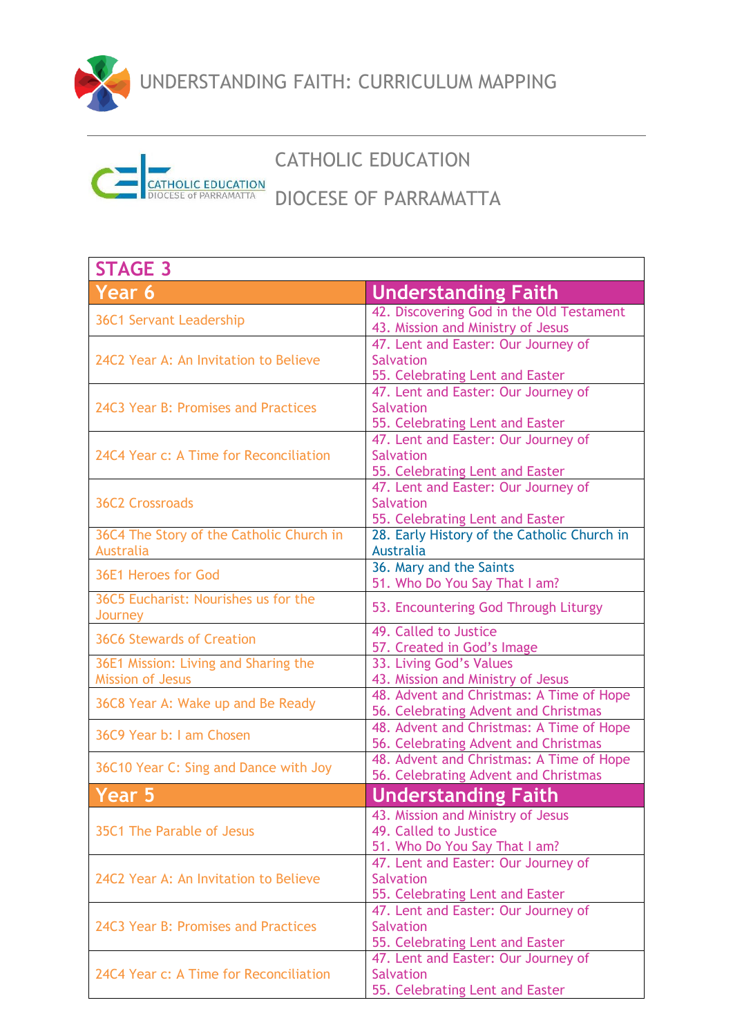# UNDERSTANDING FAITH: CURRICULUM MAPPING

CATHOLIC EDUCATION

DIOCESE OF PARRAMATTA

| STAGE 3 | |
|---|---|
| **Year 6** | **Understanding Faith** |
| 36C1 Servant Leadership | 42. Discovering God in the Old Testament<br>43. Mission and Ministry of Jesus |
| 24C2 Year A: An Invitation to Believe | 47. Lent and Easter: Our Journey of Salvation<br>55. Celebrating Lent and Easter |
| 24C3 Year B: Promises and Practices | 47. Lent and Easter: Our Journey of Salvation<br>55. Celebrating Lent and Easter |
| 24C4 Year c: A Time for Reconciliation | 47. Lent and Easter: Our Journey of Salvation<br>55. Celebrating Lent and Easter |
| 36C2 Crossroads | 47. Lent and Easter: Our Journey of Salvation<br>55. Celebrating Lent and Easter |
| 36C4 The Story of the Catholic Church in Australia | 28. Early History of the Catholic Church in Australia |
| 36E1 Heroes for God | 36. Mary and the Saints<br>51. Who Do You Say That I am? |
| 36C5 Eucharist: Nourishes us for the Journey | 53. Encountering God Through Liturgy |
| 36C6 Stewards of Creation | 49. Called to Justice<br>57. Created in God's Image |
| 36E1 Mission: Living and Sharing the Mission of Jesus | 33. Living God's Values<br>43. Mission and Ministry of Jesus |
| 36C8 Year A: Wake up and Be Ready | 48. Advent and Christmas: A Time of Hope<br>56. Celebrating Advent and Christmas |
| 36C9 Year b: I am Chosen | 48. Advent and Christmas: A Time of Hope<br>56. Celebrating Advent and Christmas |
| 36C10 Year C: Sing and Dance with Joy | 48. Advent and Christmas: A Time of Hope<br>56. Celebrating Advent and Christmas |
| **Year 5** | **Understanding Faith** |
| 35C1 The Parable of Jesus | 43. Mission and Ministry of Jesus<br>49. Called to Justice<br>51. Who Do You Say That I am? |
| 24C2 Year A: An Invitation to Believe | 47. Lent and Easter: Our Journey of Salvation<br>55. Celebrating Lent and Easter |
| 24C3 Year B: Promises and Practices | 47. Lent and Easter: Our Journey of Salvation<br>55. Celebrating Lent and Easter |
| 24C4 Year c: A Time for Reconciliation | 47. Lent and Easter: Our Journey of Salvation<br>55. Celebrating Lent and Easter |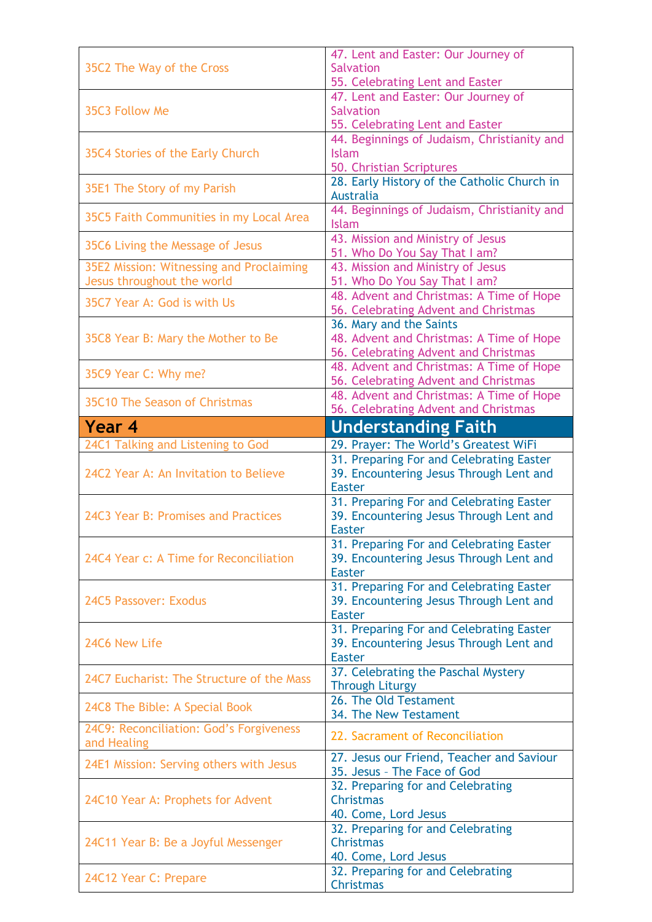| 35C2 The Way of the Cross | 47. Lent and Easter: Our Journey of Salvation<br>55. Celebrating Lent and Easter |
|---|---|
| 35C3 Follow Me | 47. Lent and Easter: Our Journey of Salvation<br>55. Celebrating Lent and Easter |
| 35C4 Stories of the Early Church | 44. Beginnings of Judaism, Christianity and Islam<br>50. Christian Scriptures |
| 35E1 The Story of my Parish | 28. Early History of the Catholic Church in Australia |
| 35C5 Faith Communities in my Local Area | 44. Beginnings of Judaism, Christianity and Islam |
| 35C6 Living the Message of Jesus | 43. Mission and Ministry of Jesus<br>51. Who Do You Say That I am? |
| 35E2 Mission: Witnessing and Proclaiming Jesus throughout the world | 43. Mission and Ministry of Jesus<br>51. Who Do You Say That I am? |
| 35C7 Year A: God is with Us | 48. Advent and Christmas: A Time of Hope<br>56. Celebrating Advent and Christmas |
| 35C8 Year B: Mary the Mother to Be | 36. Mary and the Saints<br>48. Advent and Christmas: A Time of Hope<br>56. Celebrating Advent and Christmas |
| 35C9 Year C: Why me? | 48. Advent and Christmas: A Time of Hope<br>56. Celebrating Advent and Christmas |
| 35C10 The Season of Christmas | 48. Advent and Christmas: A Time of Hope<br>56. Celebrating Advent and Christmas |
| **Year 4** | **Understanding Faith** |
| 24C1 Talking and Listening to God | 29. Prayer: The World's Greatest WiFi |
| 24C2 Year A: An Invitation to Believe | 31. Preparing For and Celebrating Easter<br>39. Encountering Jesus Through Lent and Easter |
| 24C3 Year B: Promises and Practices | 31. Preparing For and Celebrating Easter<br>39. Encountering Jesus Through Lent and Easter |
| 24C4 Year c: A Time for Reconciliation | 31. Preparing For and Celebrating Easter<br>39. Encountering Jesus Through Lent and Easter |
| 24C5 Passover: Exodus | 31. Preparing For and Celebrating Easter<br>39. Encountering Jesus Through Lent and Easter |
| 24C6 New Life | 31. Preparing For and Celebrating Easter<br>39. Encountering Jesus Through Lent and Easter |
| 24C7 Eucharist: The Structure of the Mass | 37. Celebrating the Paschal Mystery Through Liturgy |
| 24C8 The Bible: A Special Book | 26. The Old Testament<br>34. The New Testament |
| 24C9: Reconciliation: God's Forgiveness and Healing | 22. Sacrament of Reconciliation |
| 24E1 Mission: Serving others with Jesus | 27. Jesus our Friend, Teacher and Saviour<br>35. Jesus – The Face of God |
| 24C10 Year A: Prophets for Advent | 32. Preparing for and Celebrating Christmas<br>40. Come, Lord Jesus |
| 24C11 Year B: Be a Joyful Messenger | 32. Preparing for and Celebrating Christmas<br>40. Come, Lord Jesus |
| 24C12 Year C: Prepare | 32. Preparing for and Celebrating Christmas |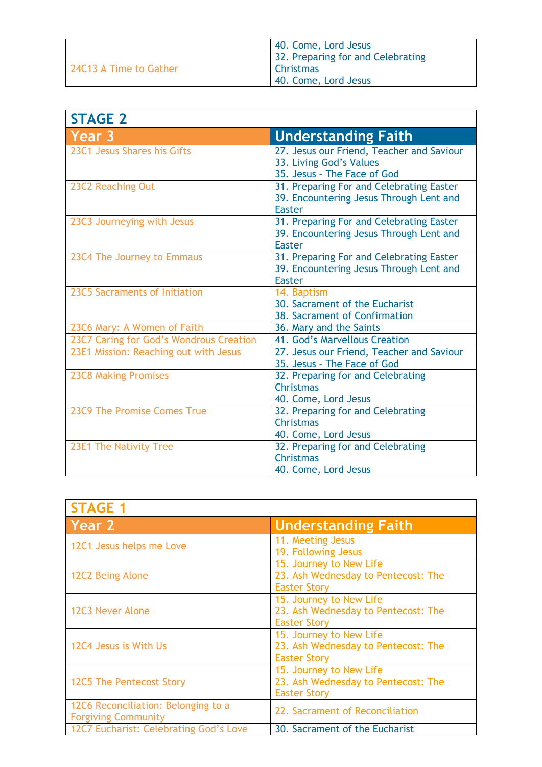| | |
|---|---|
| | 40. Come, Lord Jesus |
| 24C13 A Time to Gather | 32. Preparing for and Celebrating Christmas<br>40. Come, Lord Jesus |

| STAGE 2 | |
|---|---|
| **Year 3** | **Understanding Faith** |
| 23C1 Jesus Shares his Gifts | 27. Jesus our Friend, Teacher and Saviour<br>33. Living God's Values<br>35. Jesus – The Face of God |
| 23C2 Reaching Out | 31. Preparing For and Celebrating Easter<br>39. Encountering Jesus Through Lent and Easter |
| 23C3 Journeying with Jesus | 31. Preparing For and Celebrating Easter<br>39. Encountering Jesus Through Lent and Easter |
| 23C4 The Journey to Emmaus | 31. Preparing For and Celebrating Easter<br>39. Encountering Jesus Through Lent and Easter |
| 23C5 Sacraments of Initiation | 14. Baptism<br>30. Sacrament of the Eucharist<br>38. Sacrament of Confirmation |
| 23C6 Mary: A Women of Faith | 36. Mary and the Saints |
| 23C7 Caring for God's Wondrous Creation | 41. God's Marvellous Creation |
| 23E1 Mission: Reaching out with Jesus | 27. Jesus our Friend, Teacher and Saviour<br>35. Jesus – The Face of God |
| 23C8 Making Promises | 32. Preparing for and Celebrating Christmas<br>40. Come, Lord Jesus |
| 23C9 The Promise Comes True | 32. Preparing for and Celebrating Christmas<br>40. Come, Lord Jesus |
| 23E1 The Nativity Tree | 32. Preparing for and Celebrating Christmas<br>40. Come, Lord Jesus |

| STAGE 1 | |
|---|---|
| **Year 2** | **Understanding Faith** |
| 12C1 Jesus helps me Love | 11. Meeting Jesus<br>19. Following Jesus |
| 12C2 Being Alone | 15. Journey to New Life<br>23. Ash Wednesday to Pentecost: The Easter Story |
| 12C3 Never Alone | 15. Journey to New Life<br>23. Ash Wednesday to Pentecost: The Easter Story |
| 12C4 Jesus is With Us | 15. Journey to New Life<br>23. Ash Wednesday to Pentecost: The Easter Story |
| 12C5 The Pentecost Story | 15. Journey to New Life<br>23. Ash Wednesday to Pentecost: The Easter Story |
| 12C6 Reconciliation: Belonging to a Forgiving Community | 22. Sacrament of Reconciliation |
| 12C7 Eucharist: Celebrating God's Love | 30. Sacrament of the Eucharist |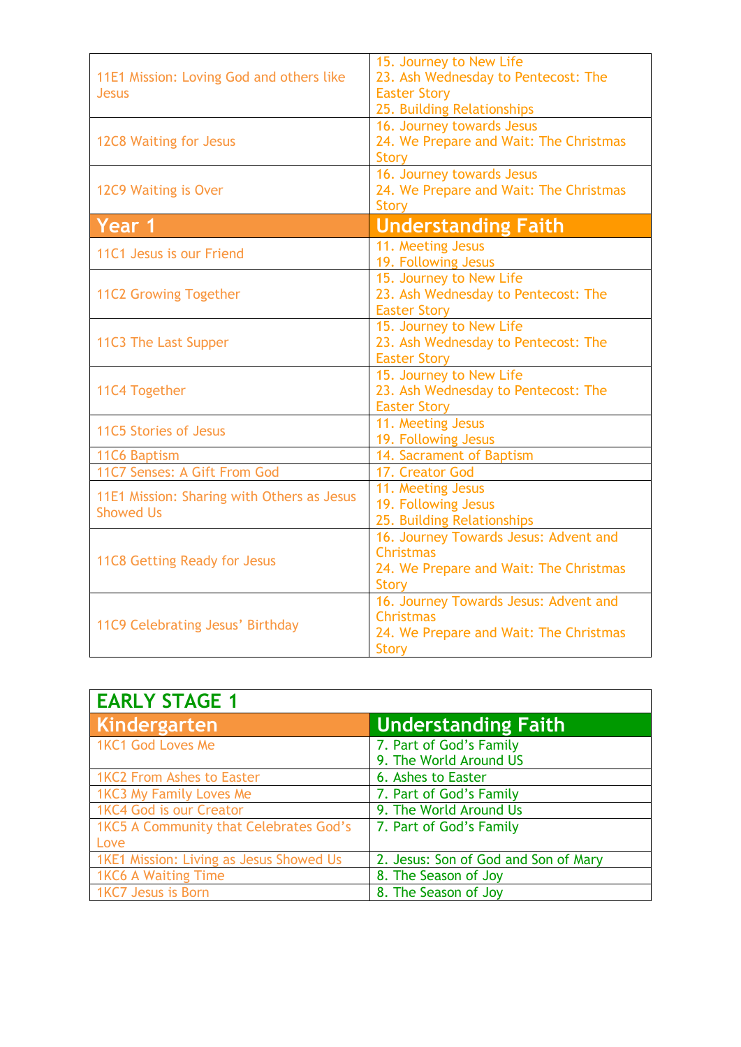| | |
|---|---|
| 11E1 Mission: Loving God and others like Jesus | 15. Journey to New Life<br>23. Ash Wednesday to Pentecost: The Easter Story<br>25. Building Relationships |
| 12C8 Waiting for Jesus | 16. Journey towards Jesus<br>24. We Prepare and Wait: The Christmas Story |
| 12C9 Waiting is Over | 16. Journey towards Jesus<br>24. We Prepare and Wait: The Christmas Story |
| **Year 1** | **Understanding Faith** |
| 11C1 Jesus is our Friend | 11. Meeting Jesus<br>19. Following Jesus |
| 11C2 Growing Together | 15. Journey to New Life<br>23. Ash Wednesday to Pentecost: The Easter Story |
| 11C3 The Last Supper | 15. Journey to New Life<br>23. Ash Wednesday to Pentecost: The Easter Story |
| 11C4 Together | 15. Journey to New Life<br>23. Ash Wednesday to Pentecost: The Easter Story |
| 11C5 Stories of Jesus | 11. Meeting Jesus<br>19. Following Jesus |
| 11C6 Baptism | 14. Sacrament of Baptism |
| 11C7 Senses: A Gift From God | 17. Creator God |
| 11E1 Mission: Sharing with Others as Jesus Showed Us | 11. Meeting Jesus<br>19. Following Jesus<br>25. Building Relationships |
| 11C8 Getting Ready for Jesus | 16. Journey Towards Jesus: Advent and Christmas<br>24. We Prepare and Wait: The Christmas Story |
| 11C9 Celebrating Jesus' Birthday | 16. Journey Towards Jesus: Advent and Christmas<br>24. We Prepare and Wait: The Christmas Story |

## EARLY STAGE 1

| Kindergarten | Understanding Faith |
|---|---|
| 1KC1 God Loves Me | 7. Part of God's Family<br>9. The World Around US |
| 1KC2 From Ashes to Easter | 6. Ashes to Easter |
| 1KC3 My Family Loves Me | 7. Part of God's Family |
| 1KC4 God is our Creator | 9. The World Around Us |
| 1KC5 A Community that Celebrates God's Love | 7. Part of God's Family |
| 1KE1 Mission: Living as Jesus Showed Us | 2. Jesus: Son of God and Son of Mary |
| 1KC6 A Waiting Time | 8. The Season of Joy |
| 1KC7 Jesus is Born | 8. The Season of Joy |